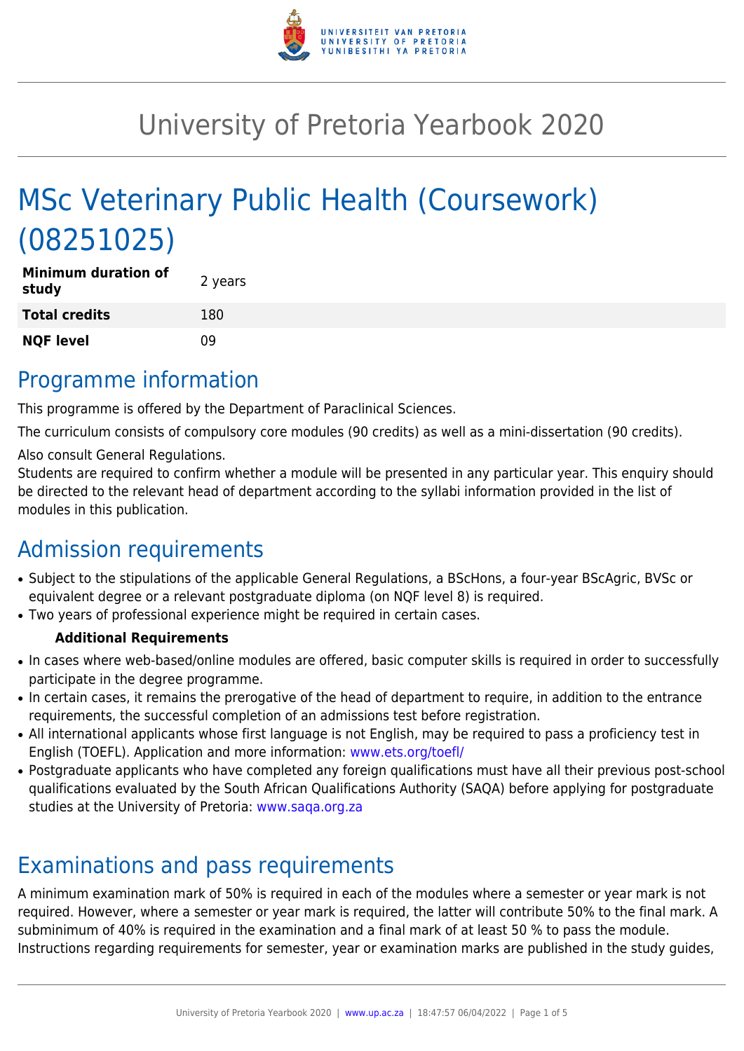# University of Pretoria Yearbook 2020

# MSc Veterinary Public Health (Coursework) (08251025)

| | |
|---|---|
| **Minimum duration of study** | 2 years |
| **Total credits** | 180 |
| **NQF level** | 09 |

## Programme information

This programme is offered by the Department of Paraclinical Sciences.

The curriculum consists of compulsory core modules (90 credits) as well as a mini-dissertation (90 credits).

Also consult General Regulations.

Students are required to confirm whether a module will be presented in any particular year. This enquiry should be directed to the relevant head of department according to the syllabi information provided in the list of modules in this publication.

## Admission requirements

- Subject to the stipulations of the applicable General Regulations, a BScHons, a four-year BScAgric, BVSc or equivalent degree or a relevant postgraduate diploma (on NQF level 8) is required.
- Two years of professional experience might be required in certain cases.

**Additional Requirements**

- In cases where web-based/online modules are offered, basic computer skills is required in order to successfully participate in the degree programme.
- In certain cases, it remains the prerogative of the head of department to require, in addition to the entrance requirements, the successful completion of an admissions test before registration.
- All international applicants whose first language is not English, may be required to pass a proficiency test in English (TOEFL). Application and more information: www.ets.org/toefl/
- Postgraduate applicants who have completed any foreign qualifications must have all their previous post-school qualifications evaluated by the South African Qualifications Authority (SAQA) before applying for postgraduate studies at the University of Pretoria: www.saqa.org.za

## Examinations and pass requirements

A minimum examination mark of 50% is required in each of the modules where a semester or year mark is not required. However, where a semester or year mark is required, the latter will contribute 50% to the final mark. A subminimum of 40% is required in the examination and a final mark of at least 50 % to pass the module. Instructions regarding requirements for semester, year or examination marks are published in the study guides,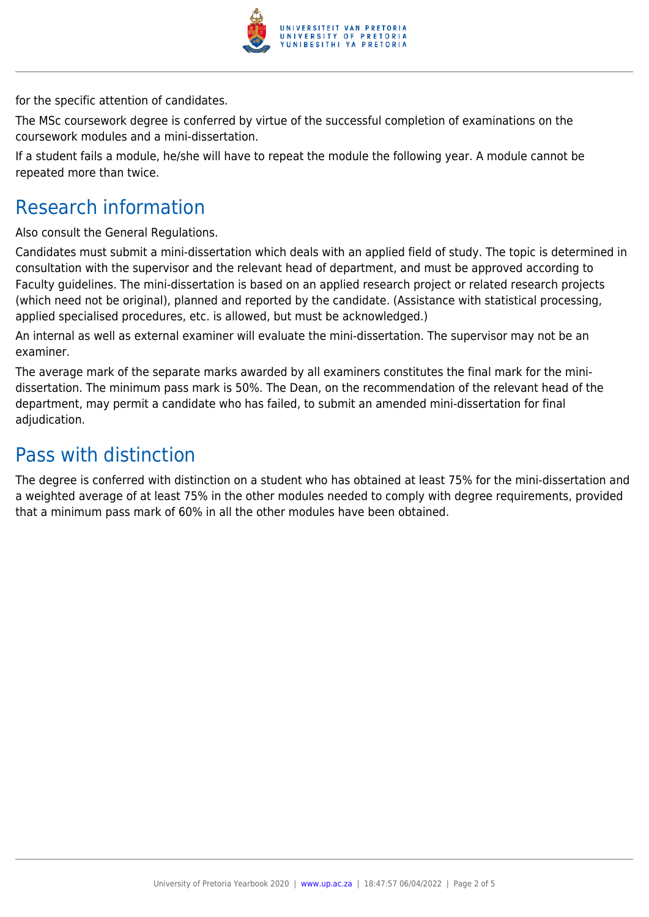for the specific attention of candidates.

The MSc coursework degree is conferred by virtue of the successful completion of examinations on the coursework modules and a mini-dissertation.

If a student fails a module, he/she will have to repeat the module the following year. A module cannot be repeated more than twice.

## Research information

Also consult the General Regulations.

Candidates must submit a mini-dissertation which deals with an applied field of study. The topic is determined in consultation with the supervisor and the relevant head of department, and must be approved according to Faculty guidelines. The mini-dissertation is based on an applied research project or related research projects (which need not be original), planned and reported by the candidate. (Assistance with statistical processing, applied specialised procedures, etc. is allowed, but must be acknowledged.)

An internal as well as external examiner will evaluate the mini-dissertation. The supervisor may not be an examiner.

The average mark of the separate marks awarded by all examiners constitutes the final mark for the mini-dissertation. The minimum pass mark is 50%. The Dean, on the recommendation of the relevant head of the department, may permit a candidate who has failed, to submit an amended mini-dissertation for final adjudication.

## Pass with distinction

The degree is conferred with distinction on a student who has obtained at least 75% for the mini-dissertation and a weighted average of at least 75% in the other modules needed to comply with degree requirements, provided that a minimum pass mark of 60% in all the other modules have been obtained.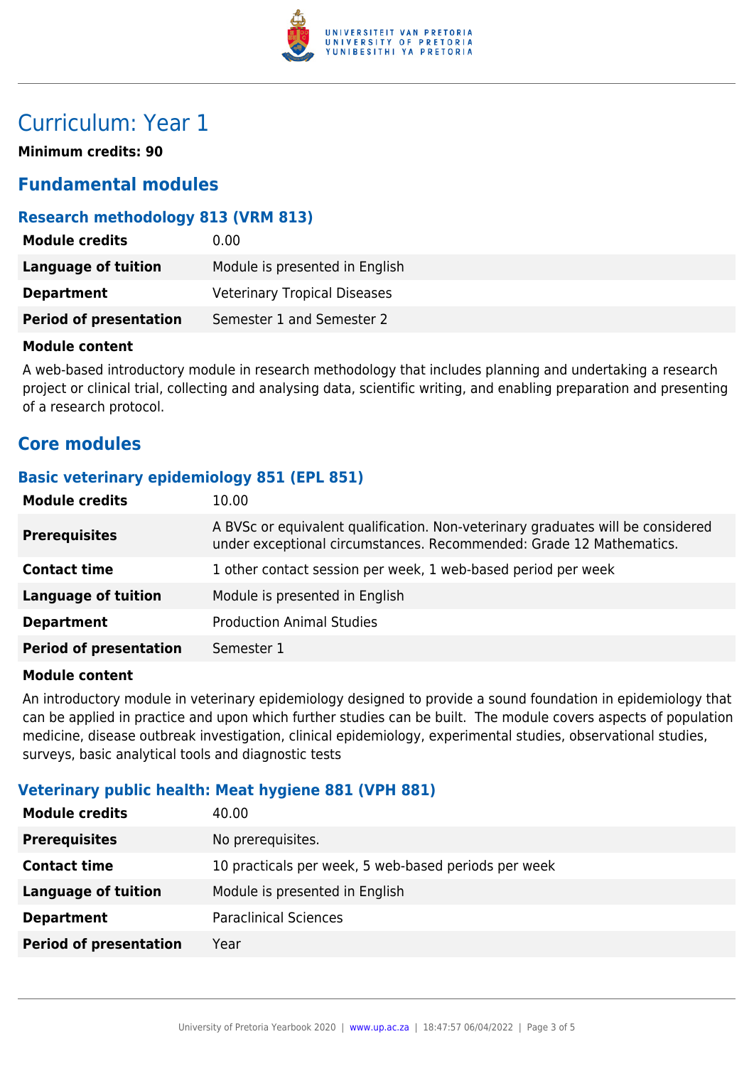# Curriculum: Year 1

**Minimum credits: 90**

## Fundamental modules

### Research methodology 813 (VRM 813)

| | |
|---|---|
| **Module credits** | 0.00 |
| **Language of tuition** | Module is presented in English |
| **Department** | Veterinary Tropical Diseases |
| **Period of presentation** | Semester 1 and Semester 2 |

**Module content**

A web-based introductory module in research methodology that includes planning and undertaking a research project or clinical trial, collecting and analysing data, scientific writing, and enabling preparation and presenting of a research protocol.

## Core modules

### Basic veterinary epidemiology 851 (EPL 851)

| | |
|---|---|
| **Module credits** | 10.00 |
| **Prerequisites** | A BVSc or equivalent qualification. Non-veterinary graduates will be considered under exceptional circumstances. Recommended: Grade 12 Mathematics. |
| **Contact time** | 1 other contact session per week, 1 web-based period per week |
| **Language of tuition** | Module is presented in English |
| **Department** | Production Animal Studies |
| **Period of presentation** | Semester 1 |

**Module content**

An introductory module in veterinary epidemiology designed to provide a sound foundation in epidemiology that can be applied in practice and upon which further studies can be built. The module covers aspects of population medicine, disease outbreak investigation, clinical epidemiology, experimental studies, observational studies, surveys, basic analytical tools and diagnostic tests

### Veterinary public health: Meat hygiene 881 (VPH 881)

| | |
|---|---|
| **Module credits** | 40.00 |
| **Prerequisites** | No prerequisites. |
| **Contact time** | 10 practicals per week, 5 web-based periods per week |
| **Language of tuition** | Module is presented in English |
| **Department** | Paraclinical Sciences |
| **Period of presentation** | Year |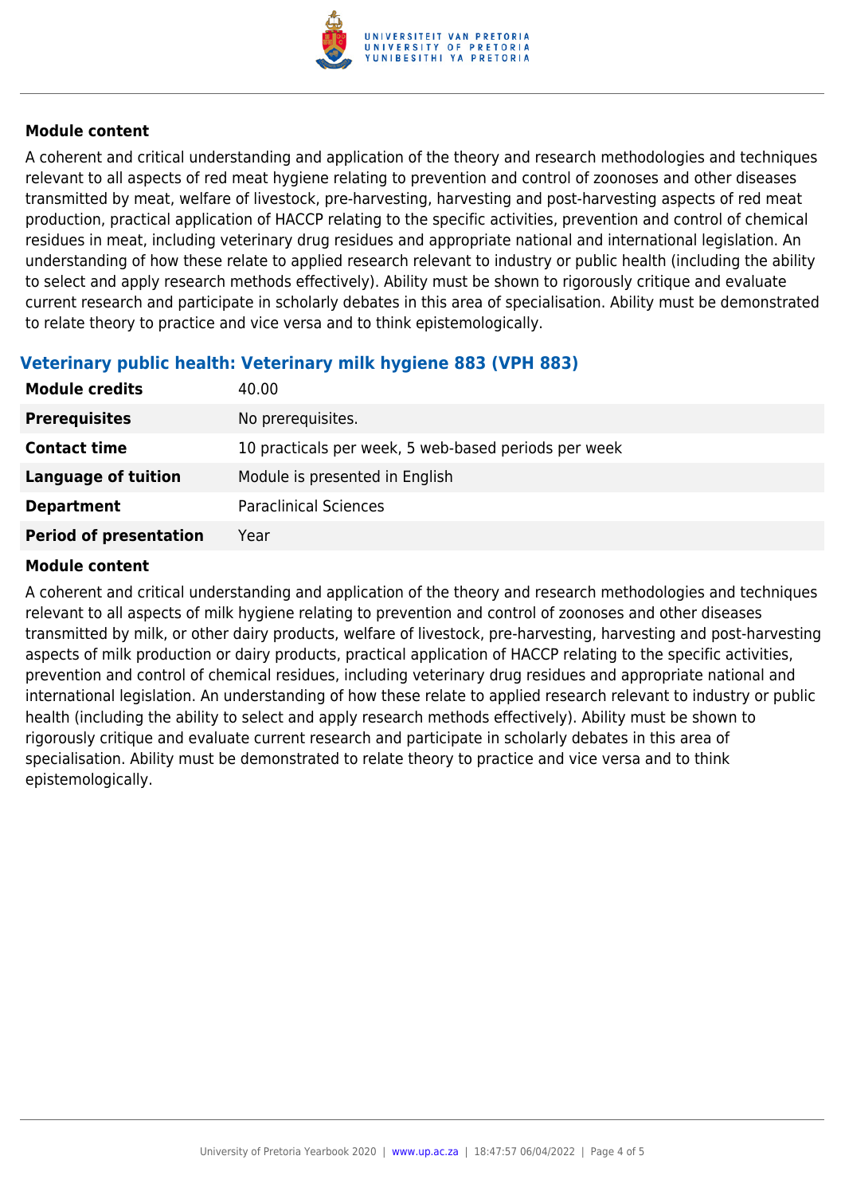**Module content**

A coherent and critical understanding and application of the theory and research methodologies and techniques relevant to all aspects of red meat hygiene relating to prevention and control of zoonoses and other diseases transmitted by meat, welfare of livestock, pre-harvesting, harvesting and post-harvesting aspects of red meat production, practical application of HACCP relating to the specific activities, prevention and control of chemical residues in meat, including veterinary drug residues and appropriate national and international legislation. An understanding of how these relate to applied research relevant to industry or public health (including the ability to select and apply research methods effectively). Ability must be shown to rigorously critique and evaluate current research and participate in scholarly debates in this area of specialisation. Ability must be demonstrated to relate theory to practice and vice versa and to think epistemologically.

### Veterinary public health: Veterinary milk hygiene 883 (VPH 883)

| | |
|---|---|
| **Module credits** | 40.00 |
| **Prerequisites** | No prerequisites. |
| **Contact time** | 10 practicals per week, 5 web-based periods per week |
| **Language of tuition** | Module is presented in English |
| **Department** | Paraclinical Sciences |
| **Period of presentation** | Year |

**Module content**

A coherent and critical understanding and application of the theory and research methodologies and techniques relevant to all aspects of milk hygiene relating to prevention and control of zoonoses and other diseases transmitted by milk, or other dairy products, welfare of livestock, pre-harvesting, harvesting and post-harvesting aspects of milk production or dairy products, practical application of HACCP relating to the specific activities, prevention and control of chemical residues, including veterinary drug residues and appropriate national and international legislation. An understanding of how these relate to applied research relevant to industry or public health (including the ability to select and apply research methods effectively). Ability must be shown to rigorously critique and evaluate current research and participate in scholarly debates in this area of specialisation. Ability must be demonstrated to relate theory to practice and vice versa and to think epistemologically.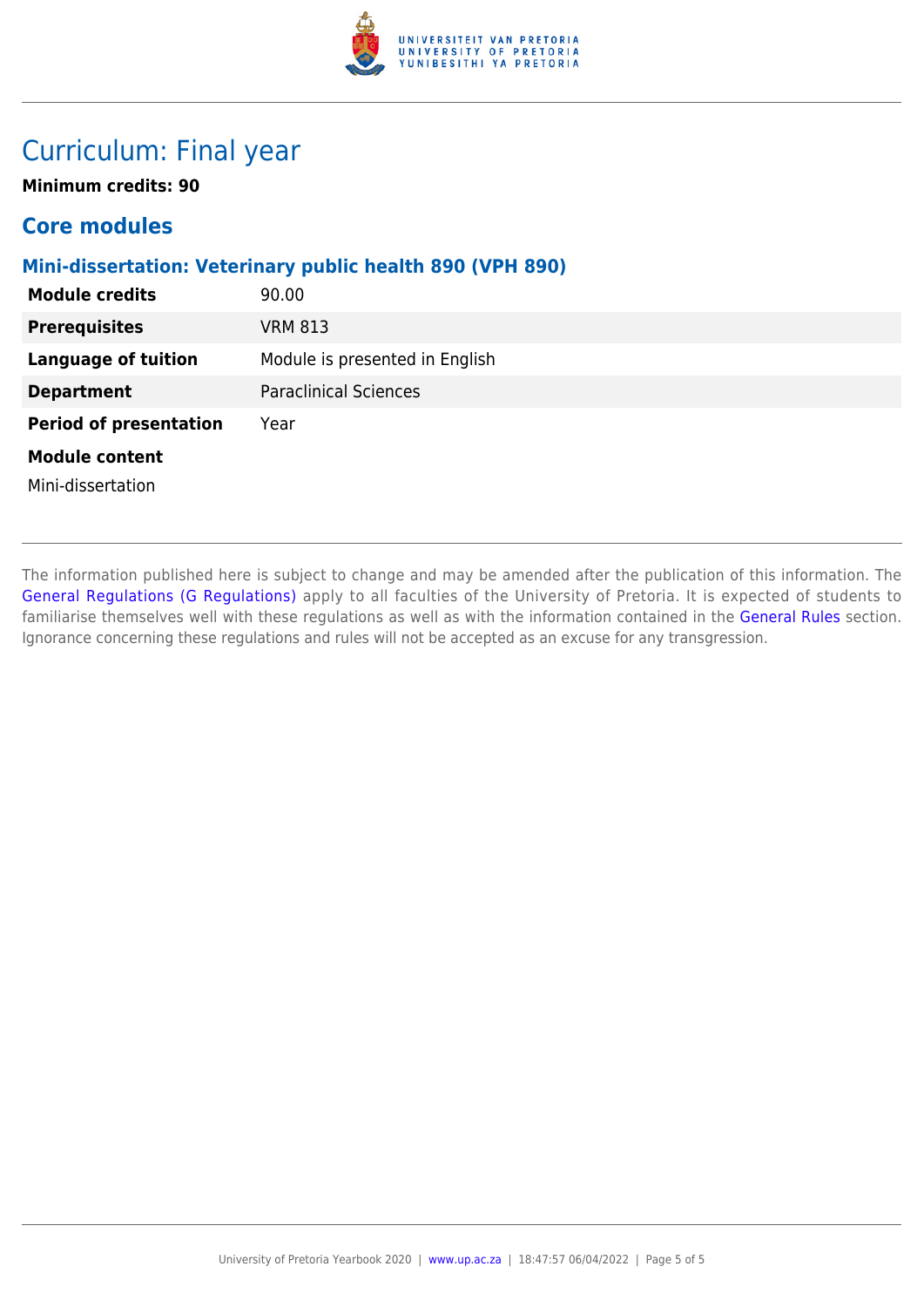# Curriculum: Final year

**Minimum credits: 90**

## Core modules

### Mini-dissertation: Veterinary public health 890 (VPH 890)

| | |
|---|---|
| **Module credits** | 90.00 |
| **Prerequisites** | VRM 813 |
| **Language of tuition** | Module is presented in English |
| **Department** | Paraclinical Sciences |
| **Period of presentation** | Year |

**Module content**

Mini-dissertation

The information published here is subject to change and may be amended after the publication of this information. The General Regulations (G Regulations) apply to all faculties of the University of Pretoria. It is expected of students to familiarise themselves well with these regulations as well as with the information contained in the General Rules section. Ignorance concerning these regulations and rules will not be accepted as an excuse for any transgression.